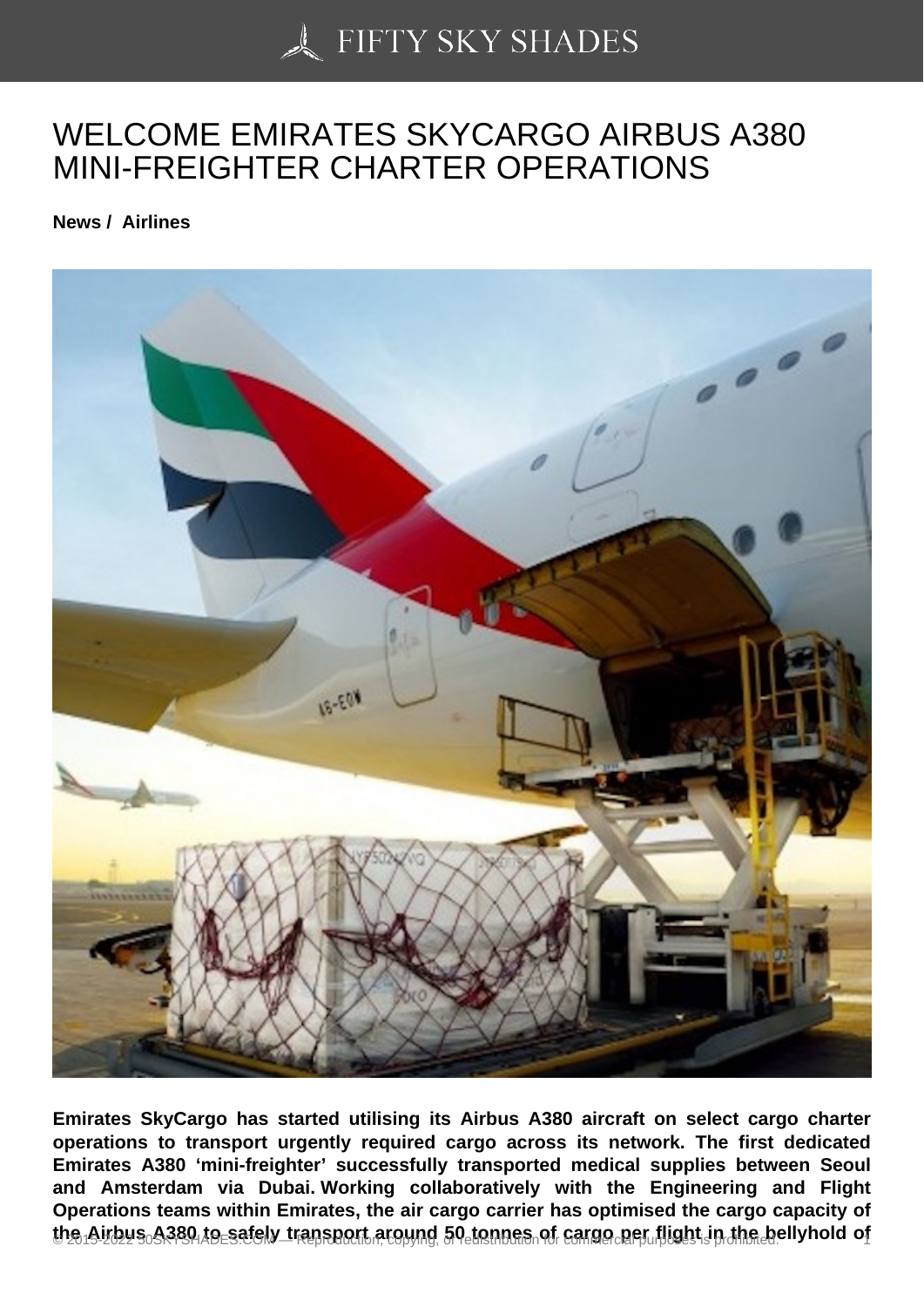# WELCOME EMIRATES SKYCARGO AIRBUS A380 MINI-FREIGHTER CHARTER OPERATIONS

**News / Airlines**

**Emirates SkyCargo has started utilising its Airbus A380 aircraft on select cargo charter operations to transport urgently required cargo across its network. The first dedicated Emirates A380 'mini-freighter' successfully transported medical supplies between Seoul and Amsterdam via Dubai. Working collaboratively with the Engineering and Flight Operations teams within Emirates, the air cargo carrier has optimised the cargo capacity of the Airbus A380 to safely transport around 50 tonnes of cargo per flight in the bellyhold of**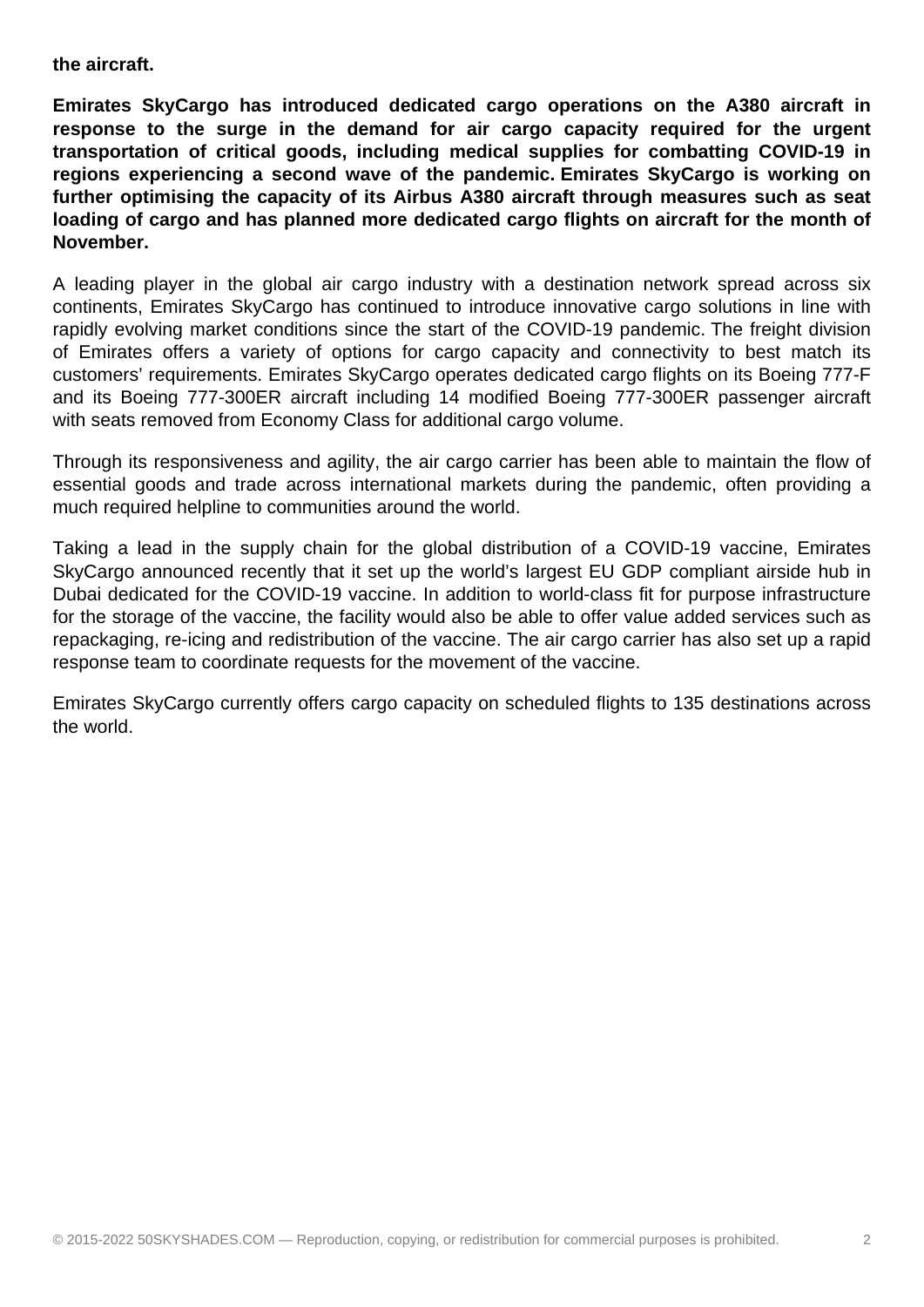**the aircraft.**

**Emirates SkyCargo has introduced dedicated cargo operations on the A380 aircraft in response to the surge in the demand for air cargo capacity required for the urgent transportation of critical goods, including medical supplies for combatting COVID-19 in regions experiencing a second wave of the pandemic. Emirates SkyCargo is working on further optimising the capacity of its Airbus A380 aircraft through measures such as seat loading of cargo and has planned more dedicated cargo flights on aircraft for the month of November.**

A leading player in the global air cargo industry with a destination network spread across six continents, Emirates SkyCargo has continued to introduce innovative cargo solutions in line with rapidly evolving market conditions since the start of the COVID-19 pandemic. The freight division of Emirates offers a variety of options for cargo capacity and connectivity to best match its customers' requirements. Emirates SkyCargo operates dedicated cargo flights on its Boeing 777-F and its Boeing 777-300ER aircraft including 14 modified Boeing 777-300ER passenger aircraft with seats removed from Economy Class for additional cargo volume.

Through its responsiveness and agility, the air cargo carrier has been able to maintain the flow of essential goods and trade across international markets during the pandemic, often providing a much required helpline to communities around the world.

Taking a lead in the supply chain for the global distribution of a COVID-19 vaccine, Emirates SkyCargo announced recently that it set up the world's largest EU GDP compliant airside hub in Dubai dedicated for the COVID-19 vaccine. In addition to world-class fit for purpose infrastructure for the storage of the vaccine, the facility would also be able to offer value added services such as repackaging, re-icing and redistribution of the vaccine. The air cargo carrier has also set up a rapid response team to coordinate requests for the movement of the vaccine.

Emirates SkyCargo currently offers cargo capacity on scheduled flights to 135 destinations across the world.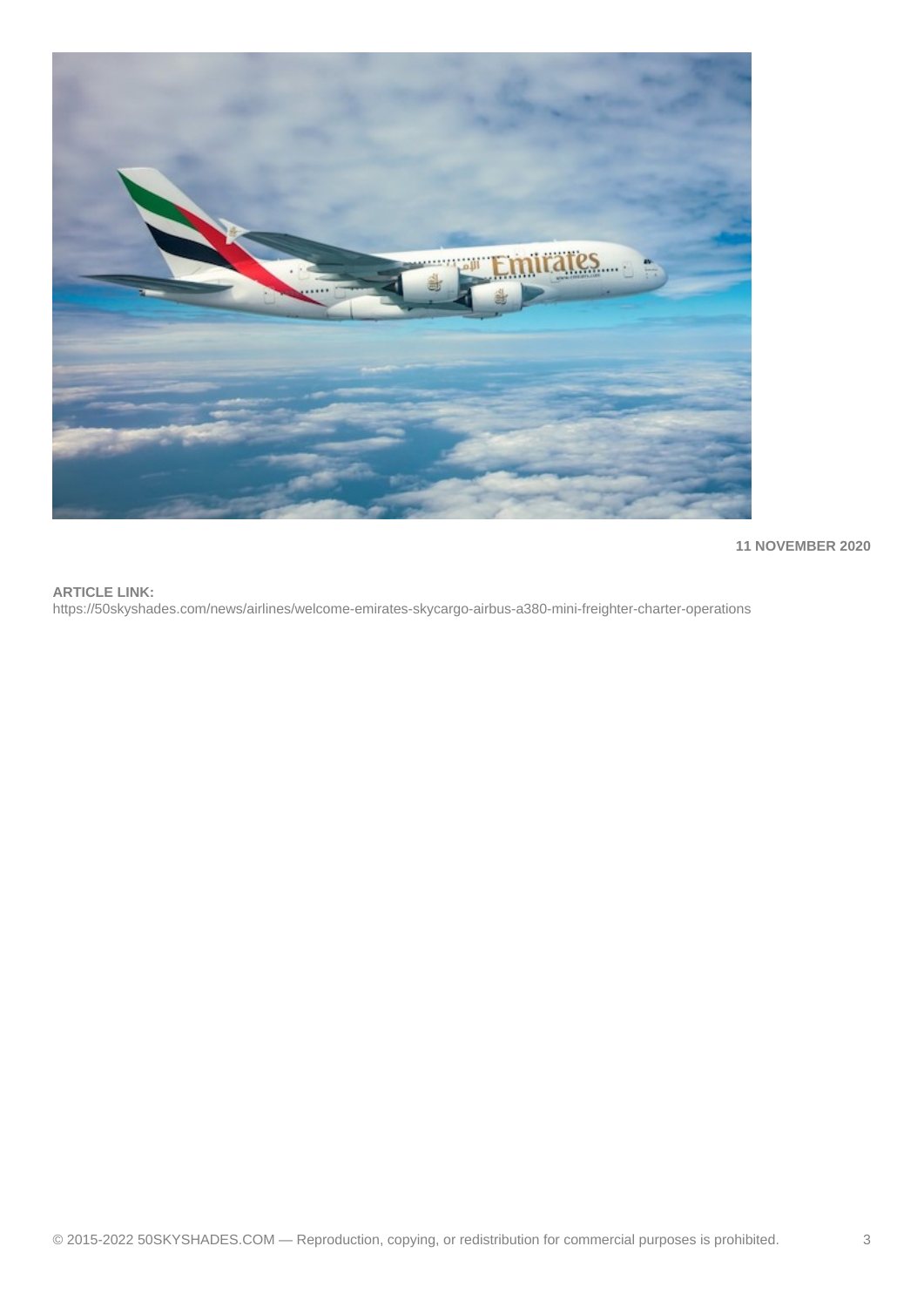11 NOVEMBER 2020

**ARTICLE LINK:**
https://50skyshades.com/news/airlines/welcome-emirates-skycargo-airbus-a380-mini-freighter-charter-operations